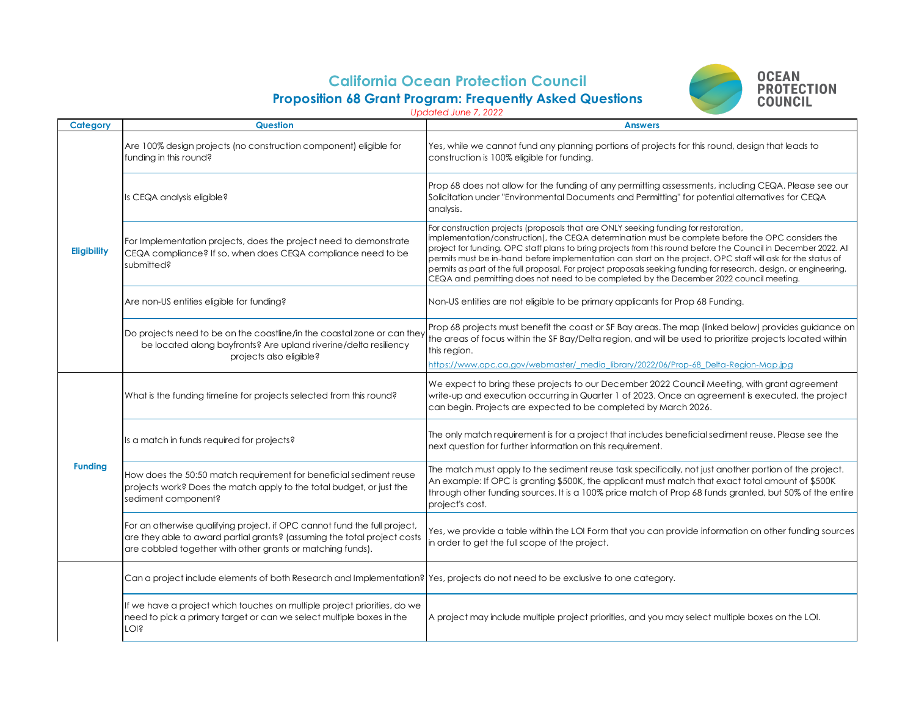# California Ocean Protection Council

## Proposition 68 Grant Program: Frequently Asked Questions

*Updated June 7, 2022*

| Category | Question | Answers |
|---|---|---|
| Eligibility | Are 100% design projects (no construction component) eligible for funding in this round? | Yes, while we cannot fund any planning portions of projects for this round, design that leads to construction is 100% eligible for funding. |
| | Is CEQA analysis eligible? | Prop 68 does not allow for the funding of any permitting assessments, including CEQA. Please see our Solicitation under "Environmental Documents and Permitting" for potential alternatives for CEQA analysis. |
| | For Implementation projects, does the project need to demonstrate CEQA compliance? If so, when does CEQA compliance need to be submitted? | For construction projects (proposals that are ONLY seeking funding for restoration, implementation/construction), the CEQA determination must be complete before the OPC considers the project for funding. OPC staff plans to bring projects from this round before the Council in December 2022. All permits must be in-hand before implementation can start on the project. OPC staff will ask for the status of permits as part of the full proposal. For project proposals seeking funding for research, design, or engineering, CEQA and permitting does not need to be completed by the December 2022 council meeting. |
| | Are non-US entities eligible for funding? | Non-US entities are not eligible to be primary applicants for Prop 68 Funding. |
| | Do projects need to be on the coastline/in the coastal zone or can they be located along bayfronts? Are upland riverine/delta resiliency projects also eligible? | Prop 68 projects must benefit the coast or SF Bay areas. The map (linked below) provides guidance on the areas of focus within the SF Bay/Delta region, and will be used to prioritize projects located within this region. https://www.opc.ca.gov/webmaster/_media_library/2022/06/Prop-68_Delta-Region-Map.jpg |
| Funding | What is the funding timeline for projects selected from this round? | We expect to bring these projects to our December 2022 Council Meeting, with grant agreement write-up and execution occurring in Quarter 1 of 2023. Once an agreement is executed, the project can begin. Projects are expected to be completed by March 2026. |
| | Is a match in funds required for projects? | The only match requirement is for a project that includes beneficial sediment reuse. Please see the next question for further information on this requirement. |
| | How does the 50:50 match requirement for beneficial sediment reuse projects work? Does the match apply to the total budget, or just the sediment component? | The match must apply to the sediment reuse task specifically, not just another portion of the project. An example: If OPC is granting $500K, the applicant must match that exact total amount of $500K through other funding sources. It is a 100% price match of Prop 68 funds granted, but 50% of the entire project's cost. |
| | For an otherwise qualifying project, if OPC cannot fund the full project, are they able to award partial grants? (assuming the total project costs are cobbled together with other grants or matching funds). | Yes, we provide a table within the LOI Form that you can provide information on other funding sources in order to get the full scope of the project. |
| | Can a project include elements of both Research and Implementation? | Yes, projects do not need to be exclusive to one category. |
| | If we have a project which touches on multiple project priorities, do we need to pick a primary target or can we select multiple boxes in the LOI? | A project may include multiple project priorities, and you may select multiple boxes on the LOI. |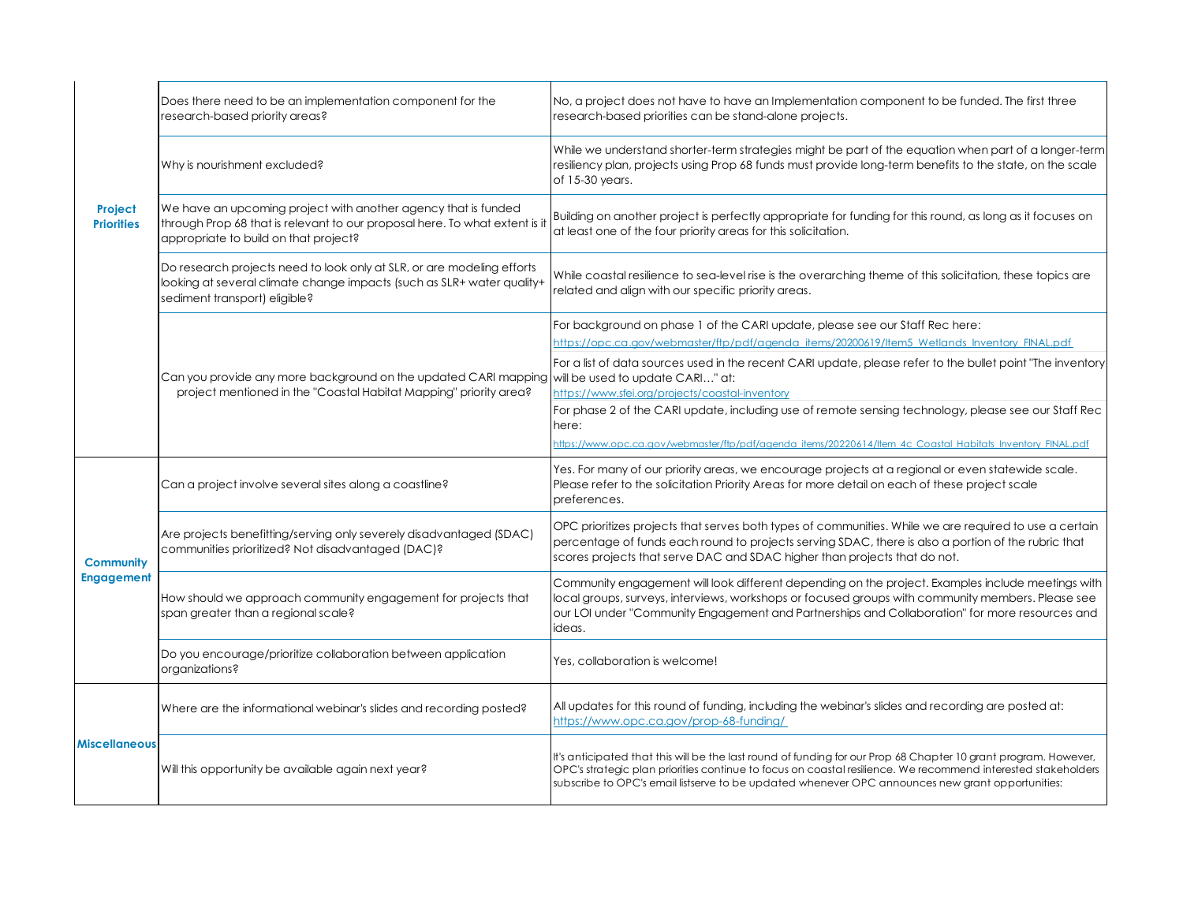| | | |
|---|---|---|
| **Project Priorities** | Does there need to be an implementation component for the research-based priority areas? | No, a project does not have to have an Implementation component to be funded. The first three research-based priorities can be stand-alone projects. |
| | Why is nourishment excluded? | While we understand shorter-term strategies might be part of the equation when part of a longer-term resiliency plan, projects using Prop 68 funds must provide long-term benefits to the state, on the scale of 15-30 years. |
| | We have an upcoming project with another agency that is funded through Prop 68 that is relevant to our proposal here. To what extent is it appropriate to build on that project? | Building on another project is perfectly appropriate for funding for this round, as long as it focuses on at least one of the four priority areas for this solicitation. |
| | Do research projects need to look only at SLR, or are modeling efforts looking at several climate change impacts (such as SLR+ water quality+ sediment transport) eligible? | While coastal resilience to sea-level rise is the overarching theme of this solicitation, these topics are related and align with our specific priority areas. |
| | Can you provide any more background on the updated CARI mapping project mentioned in the "Coastal Habitat Mapping" priority area? | For background on phase 1 of the CARI update, please see our Staff Rec here: https://opc.ca.gov/webmaster/ftp/pdf/agenda_items/20200619/Item5_Wetlands_Inventory_FINAL.pdf<br>For a list of data sources used in the recent CARI update, please refer to the bullet point "The inventory will be used to update CARI…" at: https://www.sfei.org/projects/coastal-inventory<br>For phase 2 of the CARI update, including use of remote sensing technology, please see our Staff Rec here: https://www.opc.ca.gov/webmaster/ftp/pdf/agenda_items/20220614/Item_4c_Coastal_Habitats_Inventory_FINAL.pdf |
| **Community Engagement** | Can a project involve several sites along a coastline? | Yes. For many of our priority areas, we encourage projects at a regional or even statewide scale. Please refer to the solicitation Priority Areas for more detail on each of these project scale preferences. |
| | Are projects benefitting/serving only severely disadvantaged (SDAC) communities prioritized? Not disadvantaged (DAC)? | OPC prioritizes projects that serves both types of communities. While we are required to use a certain percentage of funds each round to projects serving SDAC, there is also a portion of the rubric that scores projects that serve DAC and SDAC higher than projects that do not. |
| | How should we approach community engagement for projects that span greater than a regional scale? | Community engagement will look different depending on the project. Examples include meetings with local groups, surveys, interviews, workshops or focused groups with community members. Please see our LOI under "Community Engagement and Partnerships and Collaboration" for more resources and ideas. |
| | Do you encourage/prioritize collaboration between application organizations? | Yes, collaboration is welcome! |
| **Miscellaneous** | Where are the informational webinar's slides and recording posted? | All updates for this round of funding, including the webinar's slides and recording are posted at: https://www.opc.ca.gov/prop-68-funding/ |
| | Will this opportunity be available again next year? | It's anticipated that this will be the last round of funding for our Prop 68 Chapter 10 grant program. However, OPC's strategic plan priorities continue to focus on coastal resilience. We recommend interested stakeholders subscribe to OPC's email listserve to be updated whenever OPC announces new grant opportunities: |